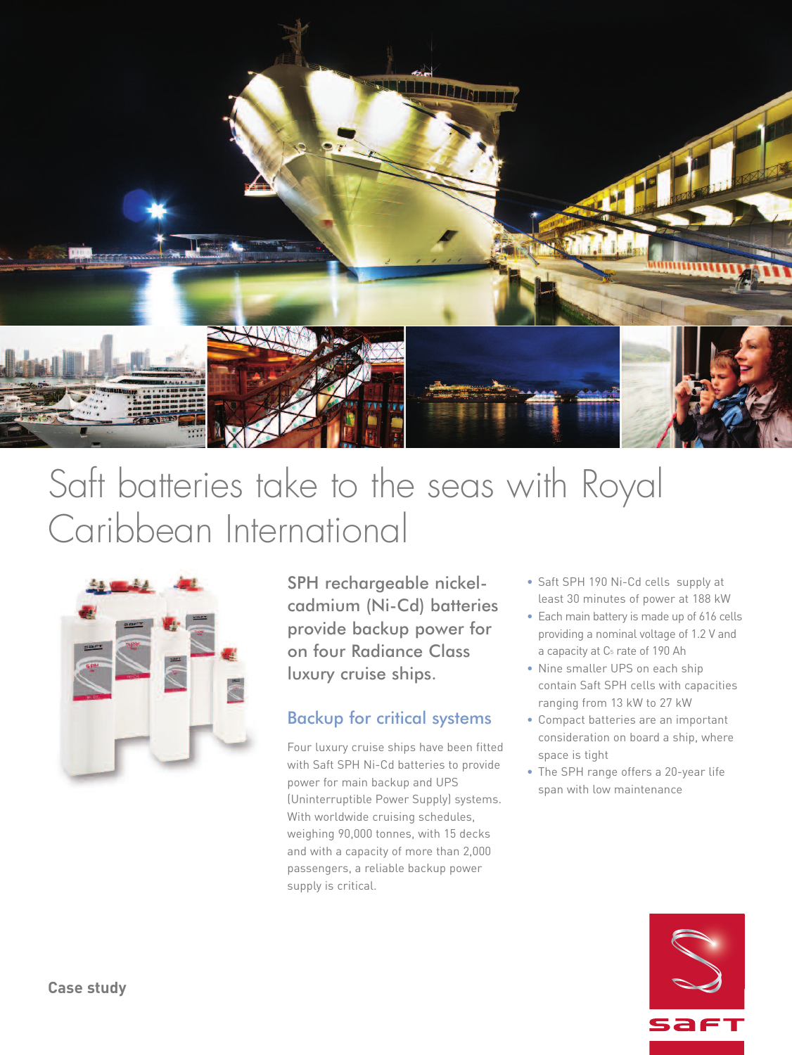# Saft batteries take to the seas with Royal Caribbean International

SPH rechargeable nickel-cadmium (Ni-Cd) batteries provide backup power for on four Radiance Class luxury cruise ships.

## Backup for critical systems

Four luxury cruise ships have been fitted with Saft SPH Ni-Cd batteries to provide power for main backup and UPS (Uninterruptible Power Supply) systems. With worldwide cruising schedules, weighing 90,000 tonnes, with 15 decks and with a capacity of more than 2,000 passengers, a reliable backup power supply is critical.

- Saft SPH 190 Ni-Cd cells supply at least 30 minutes of power at 188 kW
- Each main battery is made up of 616 cells providing a nominal voltage of 1.2 V and a capacity at $C_5$ rate of 190 Ah
- Nine smaller UPS on each ship contain Saft SPH cells with capacities ranging from 13 kW to 27 kW
- Compact batteries are an important consideration on board a ship, where space is tight
- The SPH range offers a 20-year life span with low maintenance

**Case study**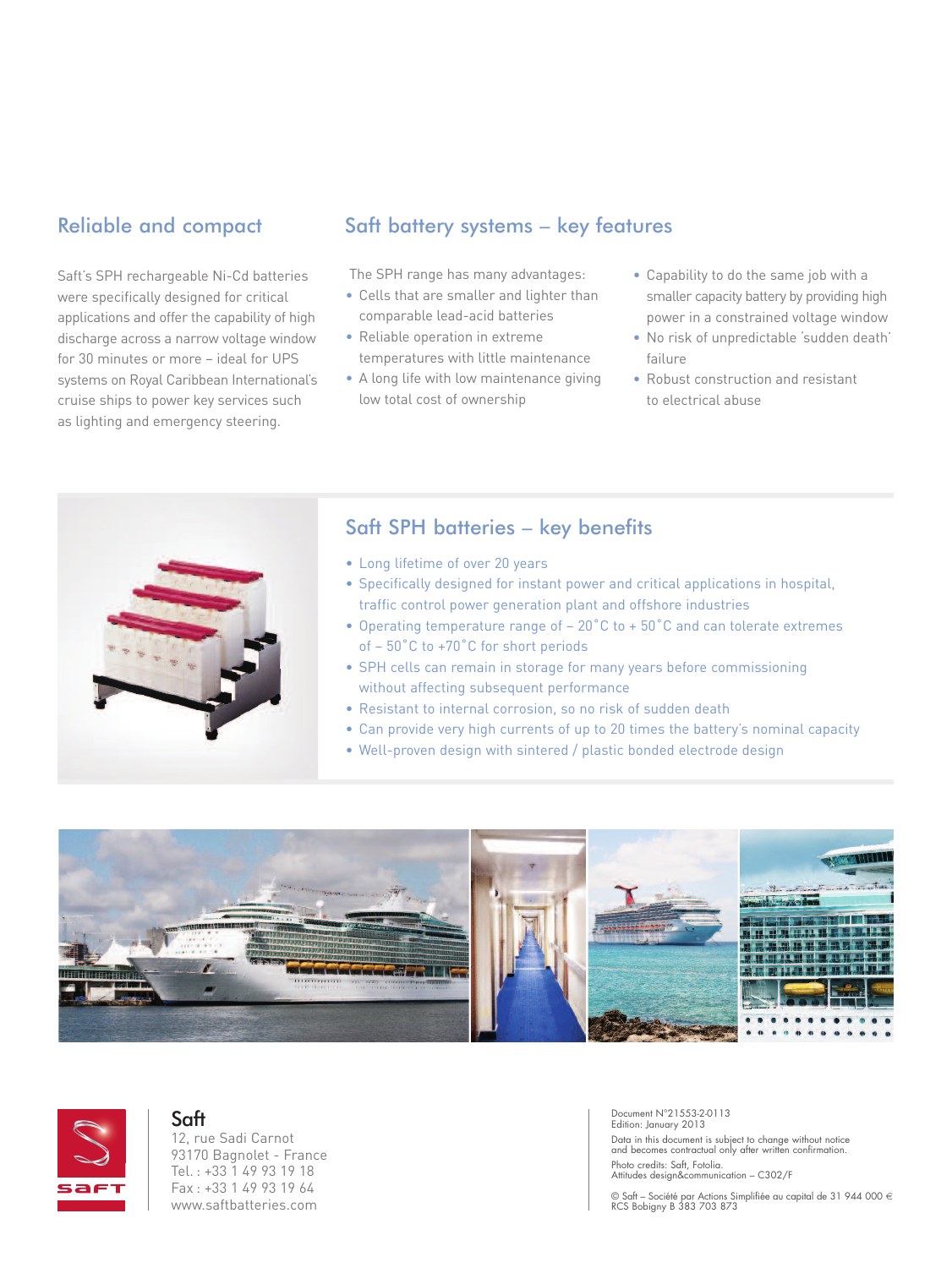## Reliable and compact

Saft's SPH rechargeable Ni-Cd batteries were specifically designed for critical applications and offer the capability of high discharge across a narrow voltage window for 30 minutes or more – ideal for UPS systems on Royal Caribbean International's cruise ships to power key services such as lighting and emergency steering.

## Saft battery systems – key features

The SPH range has many advantages:

- Cells that are smaller and lighter than comparable lead-acid batteries
- Reliable operation in extreme temperatures with little maintenance
- A long life with low maintenance giving low total cost of ownership
- Capability to do the same job with a smaller capacity battery by providing high power in a constrained voltage window
- No risk of unpredictable 'sudden death' failure
- Robust construction and resistant to electrical abuse

## Saft SPH batteries – key benefits

- Long lifetime of over 20 years
- Specifically designed for instant power and critical applications in hospital, traffic control power generation plant and offshore industries
- Operating temperature range of – 20˚C to + 50˚C and can tolerate extremes of – 50˚C to +70˚C for short periods
- SPH cells can remain in storage for many years before commissioning without affecting subsequent performance
- Resistant to internal corrosion, so no risk of sudden death
- Can provide very high currents of up to 20 times the battery's nominal capacity
- Well-proven design with sintered / plastic bonded electrode design

**Saft**
12, rue Sadi Carnot
93170 Bagnolet - France
Tel. : +33 1 49 93 19 18
Fax : +33 1 49 93 19 64
www.saftbatteries.com

Document N°21553-2-0113
Edition: January 2013

Data in this document is subject to change without notice and becomes contractual only after written confirmation.

Photo credits: Saft, Fotolia.
Attitudes design&communication – C302/F

© Saft – Société par Actions Simplifiée au capital de 31 944 000 €
RCS Bobigny B 383 703 873